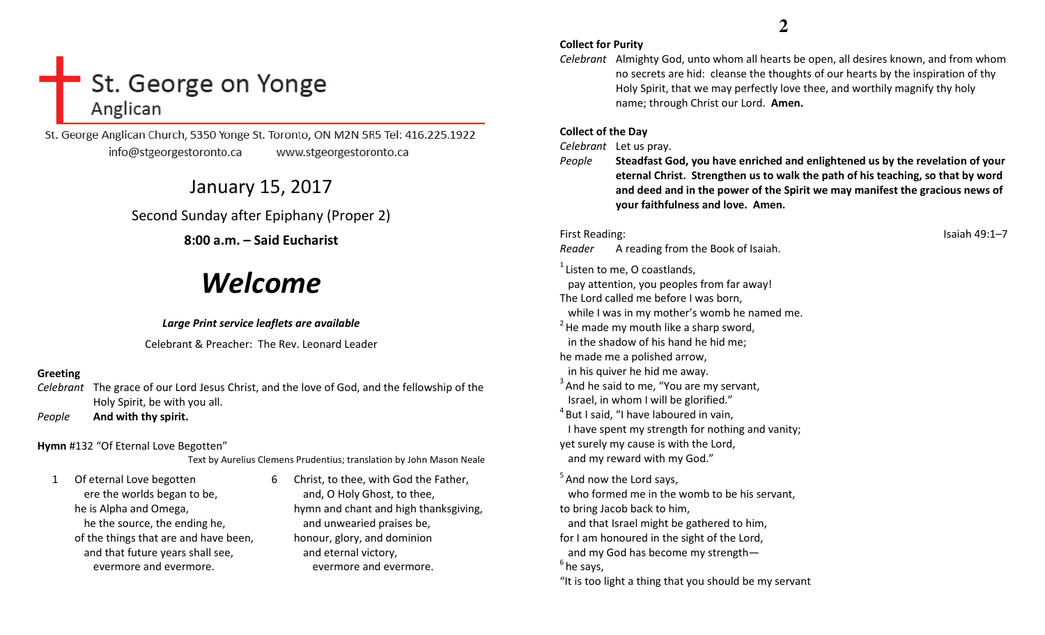# St. George on Yonge

## Anglican

St. George Anglican Church, 5350 Yonge St. Toronto, ON M2N 5R5 Tel: 416.225.1922
info@stgeorgestoronto.ca www.stgeorgestoronto.ca

## January 15, 2017

Second Sunday after Epiphany (Proper 2)

**8:00 a.m. – Said Eucharist**

# *Welcome*

***Large Print service leaflets are available***

Celebrant & Preacher: The Rev. Leonard Leader

**Greeting**

*Celebrant* The grace of our Lord Jesus Christ, and the love of God, and the fellowship of the Holy Spirit, be with you all.

*People* **And with thy spirit.**

**Hymn** #132 "Of Eternal Love Begotten"

Text by Aurelius Clemens Prudentius; translation by John Mason Neale

1 Of eternal Love begotten
ere the worlds began to be,
he is Alpha and Omega,
he the source, the ending he,
of the things that are and have been,
and that future years shall see,
evermore and evermore.

6 Christ, to thee, with God the Father,
and, O Holy Ghost, to thee,
hymn and chant and high thanksgiving,
and unwearied praises be,
honour, glory, and dominion
and eternal victory,
evermore and evermore.

**Collect for Purity**

*Celebrant* Almighty God, unto whom all hearts be open, all desires known, and from whom no secrets are hid: cleanse the thoughts of our hearts by the inspiration of thy Holy Spirit, that we may perfectly love thee, and worthily magnify thy holy name; through Christ our Lord. **Amen.**

**Collect of the Day**

*Celebrant* Let us pray.

*People* **Steadfast God, you have enriched and enlightened us by the revelation of your eternal Christ. Strengthen us to walk the path of his teaching, so that by word and deed and in the power of the Spirit we may manifest the gracious news of your faithfulness and love. Amen.**

First Reading: Isaiah 49:1–7

*Reader* A reading from the Book of Isaiah.

[1] Listen to me, O coastlands,
pay attention, you peoples from far away!
The Lord called me before I was born,
while I was in my mother's womb he named me.
[2] He made my mouth like a sharp sword,
in the shadow of his hand he hid me;
he made me a polished arrow,
in his quiver he hid me away.
[3] And he said to me, "You are my servant,
Israel, in whom I will be glorified."
[4] But I said, "I have laboured in vain,
I have spent my strength for nothing and vanity;
yet surely my cause is with the Lord,
and my reward with my God."

[5] And now the Lord says,
who formed me in the womb to be his servant,
to bring Jacob back to him,
and that Israel might be gathered to him,
for I am honoured in the sight of the Lord,
and my God has become my strength—
[6] he says,
"It is too light a thing that you should be my servant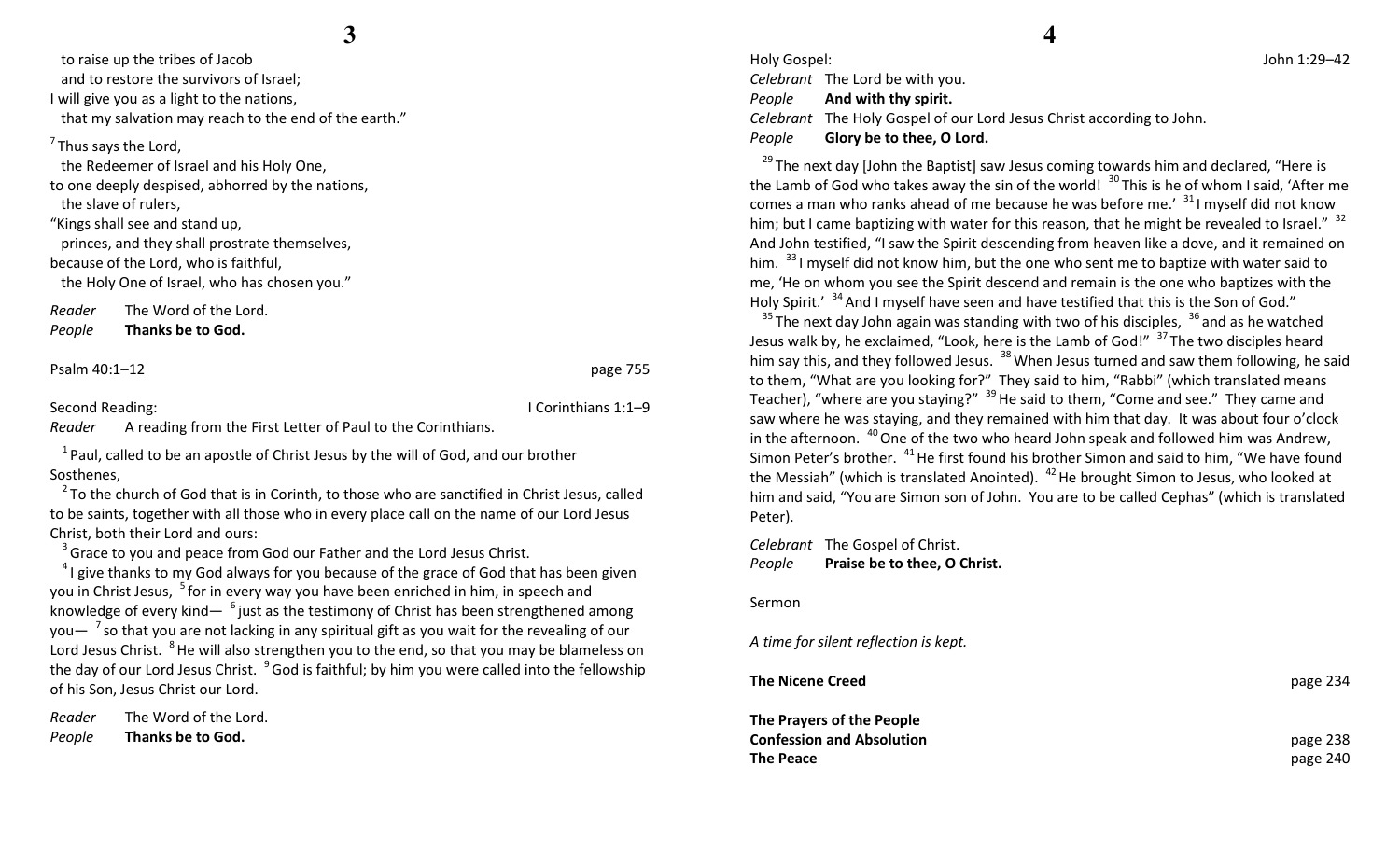to raise up the tribes of Jacob
and to restore the survivors of Israel;
I will give you as a light to the nations,
that my salvation may reach to the end of the earth."

[7] Thus says the Lord,
the Redeemer of Israel and his Holy One,
to one deeply despised, abhorred by the nations,
the slave of rulers,
"Kings shall see and stand up,
princes, and they shall prostrate themselves,
because of the Lord, who is faithful,
the Holy One of Israel, who has chosen you."

*Reader* The Word of the Lord.
*People* **Thanks be to God.**

Psalm 40:1–12 page 755

Second Reading: I Corinthians 1:1–9

*Reader* A reading from the First Letter of Paul to the Corinthians.

[1] Paul, called to be an apostle of Christ Jesus by the will of God, and our brother Sosthenes,
[2] To the church of God that is in Corinth, to those who are sanctified in Christ Jesus, called to be saints, together with all those who in every place call on the name of our Lord Jesus Christ, both their Lord and ours:
[3] Grace to you and peace from God our Father and the Lord Jesus Christ.
[4] I give thanks to my God always for you because of the grace of God that has been given you in Christ Jesus, [5] for in every way you have been enriched in him, in speech and knowledge of every kind— [6] just as the testimony of Christ has been strengthened among you— [7] so that you are not lacking in any spiritual gift as you wait for the revealing of our Lord Jesus Christ. [8] He will also strengthen you to the end, so that you may be blameless on the day of our Lord Jesus Christ. [9] God is faithful; by him you were called into the fellowship of his Son, Jesus Christ our Lord.

*Reader* The Word of the Lord.
*People* **Thanks be to God.**

Holy Gospel: John 1:29–42

*Celebrant* The Lord be with you.
*People* **And with thy spirit.**
*Celebrant* The Holy Gospel of our Lord Jesus Christ according to John.
*People* **Glory be to thee, O Lord.**

[29] The next day [John the Baptist] saw Jesus coming towards him and declared, "Here is the Lamb of God who takes away the sin of the world! [30] This is he of whom I said, 'After me comes a man who ranks ahead of me because he was before me.' [31] I myself did not know him; but I came baptizing with water for this reason, that he might be revealed to Israel." [32] And John testified, "I saw the Spirit descending from heaven like a dove, and it remained on him. [33] I myself did not know him, but the one who sent me to baptize with water said to me, 'He on whom you see the Spirit descend and remain is the one who baptizes with the Holy Spirit.' [34] And I myself have seen and have testified that this is the Son of God."
[35] The next day John again was standing with two of his disciples, [36] and as he watched Jesus walk by, he exclaimed, "Look, here is the Lamb of God!" [37] The two disciples heard him say this, and they followed Jesus. [38] When Jesus turned and saw them following, he said to them, "What are you looking for?" They said to him, "Rabbi" (which translated means Teacher), "where are you staying?" [39] He said to them, "Come and see." They came and saw where he was staying, and they remained with him that day. It was about four o'clock in the afternoon. [40] One of the two who heard John speak and followed him was Andrew, Simon Peter's brother. [41] He first found his brother Simon and said to him, "We have found the Messiah" (which is translated Anointed). [42] He brought Simon to Jesus, who looked at him and said, "You are Simon son of John. You are to be called Cephas" (which is translated Peter).

*Celebrant* The Gospel of Christ.
*People* **Praise be to thee, O Christ.**

Sermon

*A time for silent reflection is kept.*

**The Nicene Creed** page 234

**The Prayers of the People**
**Confession and Absolution** page 238
**The Peace** page 240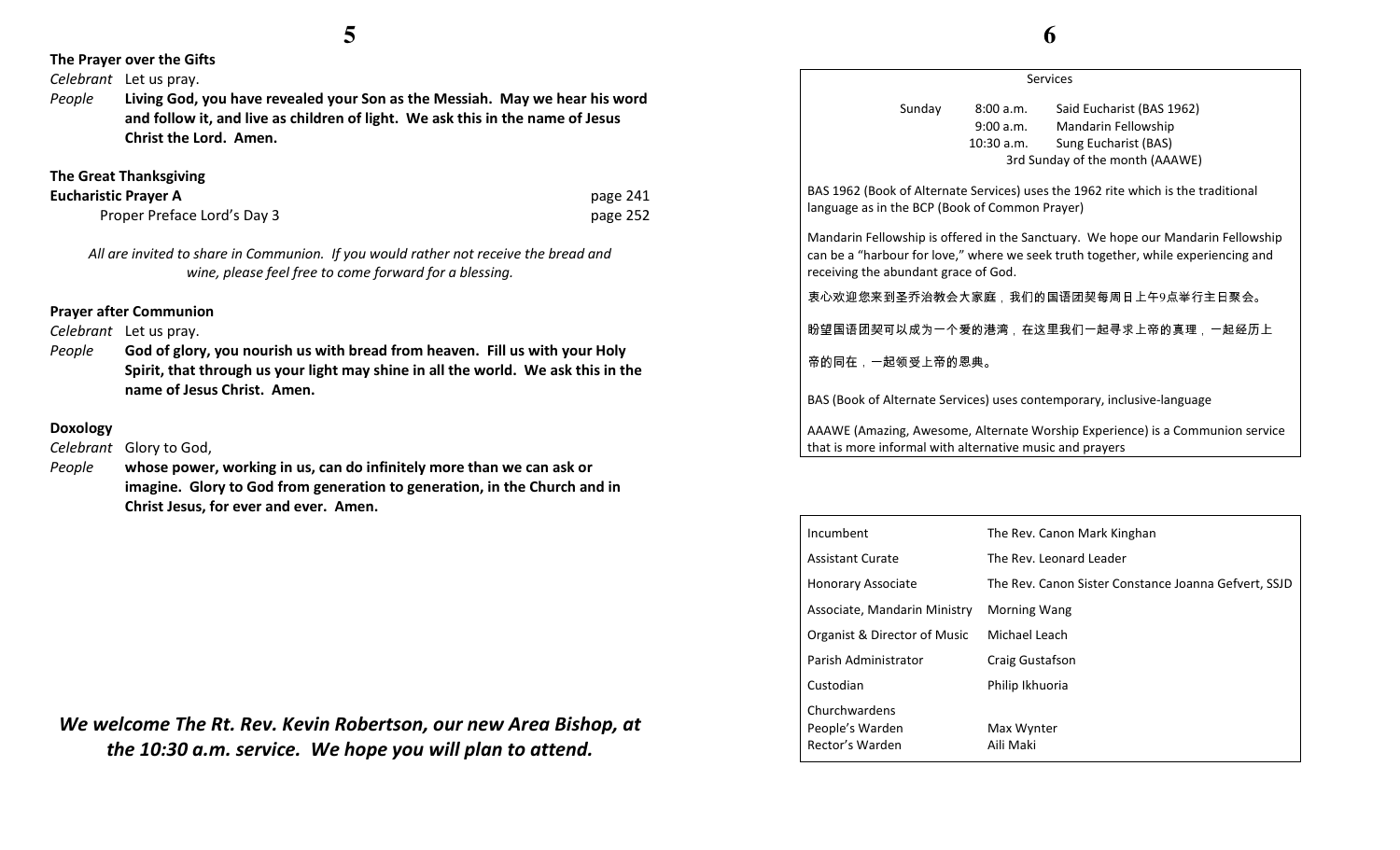### The Prayer over the Gifts

*Celebrant* Let us pray.

*People* **Living God, you have revealed your Son as the Messiah. May we hear his word and follow it, and live as children of light. We ask this in the name of Jesus Christ the Lord. Amen.**

### The Great Thanksgiving

**Eucharistic Prayer A** page 241

Proper Preface Lord's Day 3 page 252

*All are invited to share in Communion. If you would rather not receive the bread and wine, please feel free to come forward for a blessing.*

### Prayer after Communion

*Celebrant* Let us pray.

*People* **God of glory, you nourish us with bread from heaven. Fill us with your Holy Spirit, that through us your light may shine in all the world. We ask this in the name of Jesus Christ. Amen.**

### Doxology

*Celebrant* Glory to God,

*People* **whose power, working in us, can do infinitely more than we can ask or imagine. Glory to God from generation to generation, in the Church and in Christ Jesus, for ever and ever. Amen.**

***We welcome The Rt. Rev. Kevin Robertson, our new Area Bishop, at the 10:30 a.m. service. We hope you will plan to attend.***

Services

| | | |
|---|---|---|
| Sunday | 8:00 a.m. | Said Eucharist (BAS 1962) |
| | 9:00 a.m. | Mandarin Fellowship |
| | 10:30 a.m. | Sung Eucharist (BAS) |
| | | 3rd Sunday of the month (AAAWE) |

BAS 1962 (Book of Alternate Services) uses the 1962 rite which is the traditional language as in the BCP (Book of Common Prayer)

Mandarin Fellowship is offered in the Sanctuary. We hope our Mandarin Fellowship can be a "harbour for love," where we seek truth together, while experiencing and receiving the abundant grace of God.

衷心欢迎您来到圣乔治教会大家庭，我们的国语团契每周日上午9点举行主日聚会。

盼望国语团契可以成为一个爱的港湾，在这里我们一起寻求上帝的真理，一起经历上帝的同在，一起领受上帝的恩典。

BAS (Book of Alternate Services) uses contemporary, inclusive-language

AAAWE (Amazing, Awesome, Alternate Worship Experience) is a Communion service that is more informal with alternative music and prayers

| | |
|---|---|
| Incumbent | The Rev. Canon Mark Kinghan |
| Assistant Curate | The Rev. Leonard Leader |
| Honorary Associate | The Rev. Canon Sister Constance Joanna Gefvert, SSJD |
| Associate, Mandarin Ministry | Morning Wang |
| Organist & Director of Music | Michael Leach |
| Parish Administrator | Craig Gustafson |
| Custodian | Philip Ikhuoria |
| Churchwardens | |
| People's Warden | Max Wynter |
| Rector's Warden | Aili Maki |